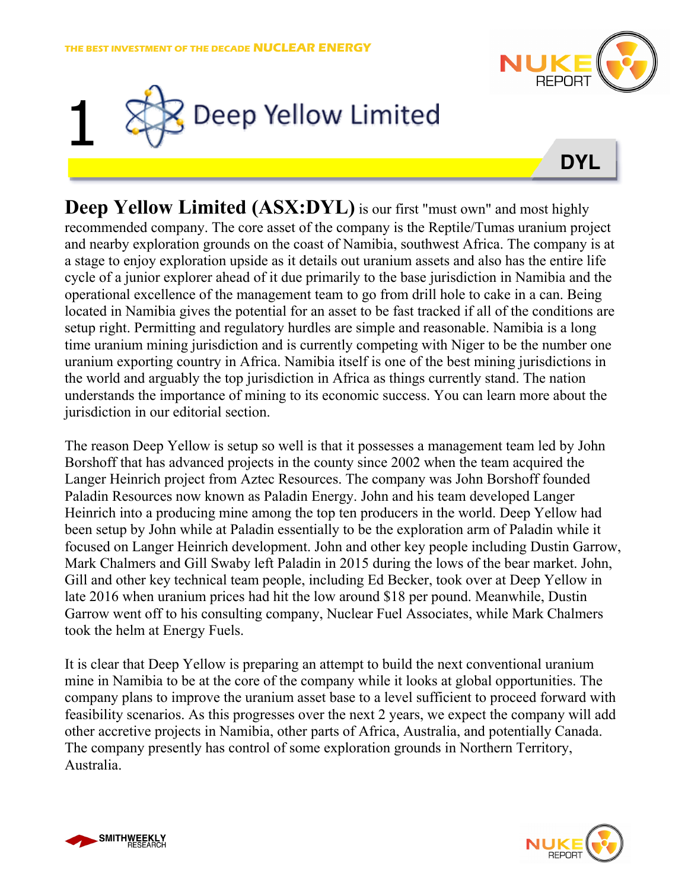# 1 Deep Yellow Limited

**DYL**

**Deep Yellow Limited (ASX:DYL)** is our first "must own" and most highly recommended company. The core asset of the company is the Reptile/Tumas uranium project and nearby exploration grounds on the coast of Namibia, southwest Africa. The company is at a stage to enjoy exploration upside as it details out uranium assets and also has the entire life cycle of a junior explorer ahead of it due primarily to the base jurisdiction in Namibia and the operational excellence of the management team to go from drill hole to cake in a can. Being located in Namibia gives the potential for an asset to be fast tracked if all of the conditions are setup right. Permitting and regulatory hurdles are simple and reasonable. Namibia is a long time uranium mining jurisdiction and is currently competing with Niger to be the number one uranium exporting country in Africa. Namibia itself is one of the best mining jurisdictions in the world and arguably the top jurisdiction in Africa as things currently stand. The nation understands the importance of mining to its economic success. You can learn more about the jurisdiction in our editorial section.

The reason Deep Yellow is setup so well is that it possesses a management team led by John Borshoff that has advanced projects in the county since 2002 when the team acquired the Langer Heinrich project from Aztec Resources. The company was John Borshoff founded Paladin Resources now known as Paladin Energy. John and his team developed Langer Heinrich into a producing mine among the top ten producers in the world. Deep Yellow had been setup by John while at Paladin essentially to be the exploration arm of Paladin while it focused on Langer Heinrich development. John and other key people including Dustin Garrow, Mark Chalmers and Gill Swaby left Paladin in 2015 during the lows of the bear market. John, Gill and other key technical team people, including Ed Becker, took over at Deep Yellow in late 2016 when uranium prices had hit the low around $18 per pound. Meanwhile, Dustin Garrow went off to his consulting company, Nuclear Fuel Associates, while Mark Chalmers took the helm at Energy Fuels.

It is clear that Deep Yellow is preparing an attempt to build the next conventional uranium mine in Namibia to be at the core of the company while it looks at global opportunities. The company plans to improve the uranium asset base to a level sufficient to proceed forward with feasibility scenarios. As this progresses over the next 2 years, we expect the company will add other accretive projects in Namibia, other parts of Africa, Australia, and potentially Canada. The company presently has control of some exploration grounds in Northern Territory, Australia.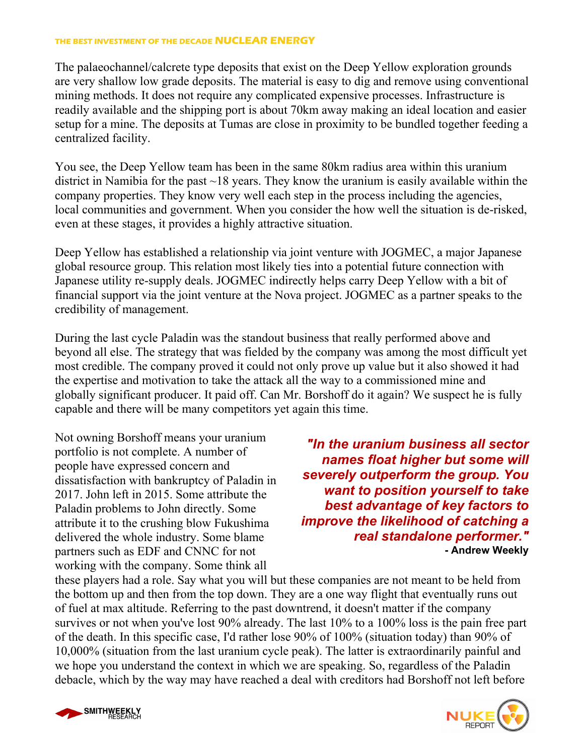The palaeochannel/calcrete type deposits that exist on the Deep Yellow exploration grounds are very shallow low grade deposits. The material is easy to dig and remove using conventional mining methods. It does not require any complicated expensive processes. Infrastructure is readily available and the shipping port is about 70km away making an ideal location and easier setup for a mine. The deposits at Tumas are close in proximity to be bundled together feeding a centralized facility.

You see, the Deep Yellow team has been in the same 80km radius area within this uranium district in Namibia for the past ~18 years. They know the uranium is easily available within the company properties. They know very well each step in the process including the agencies, local communities and government. When you consider the how well the situation is de-risked, even at these stages, it provides a highly attractive situation.

Deep Yellow has established a relationship via joint venture with JOGMEC, a major Japanese global resource group. This relation most likely ties into a potential future connection with Japanese utility re-supply deals. JOGMEC indirectly helps carry Deep Yellow with a bit of financial support via the joint venture at the Nova project. JOGMEC as a partner speaks to the credibility of management.

During the last cycle Paladin was the standout business that really performed above and beyond all else. The strategy that was fielded by the company was among the most difficult yet most credible. The company proved it could not only prove up value but it also showed it had the expertise and motivation to take the attack all the way to a commissioned mine and globally significant producer. It paid off. Can Mr. Borshoff do it again? We suspect he is fully capable and there will be many competitors yet again this time.

> ***"In the uranium business all sector names float higher but some will severely outperform the group. You want to position yourself to take best advantage of key factors to improve the likelihood of catching a real standalone performer."***
> **- Andrew Weekly**

Not owning Borshoff means your uranium portfolio is not complete. A number of people have expressed concern and dissatisfaction with bankruptcy of Paladin in 2017. John left in 2015. Some attribute the Paladin problems to John directly. Some attribute it to the crushing blow Fukushima delivered the whole industry. Some blame partners such as EDF and CNNC for not working with the company. Some think all these players had a role. Say what you will but these companies are not meant to be held from the bottom up and then from the top down. They are a one way flight that eventually runs out of fuel at max altitude. Referring to the past downtrend, it doesn't matter if the company survives or not when you've lost 90% already. The last 10% to a 100% loss is the pain free part of the death. In this specific case, I'd rather lose 90% of 100% (situation today) than 90% of 10,000% (situation from the last uranium cycle peak). The latter is extraordinarily painful and we hope you understand the context in which we are speaking. So, regardless of the Paladin debacle, which by the way may have reached a deal with creditors had Borshoff not left before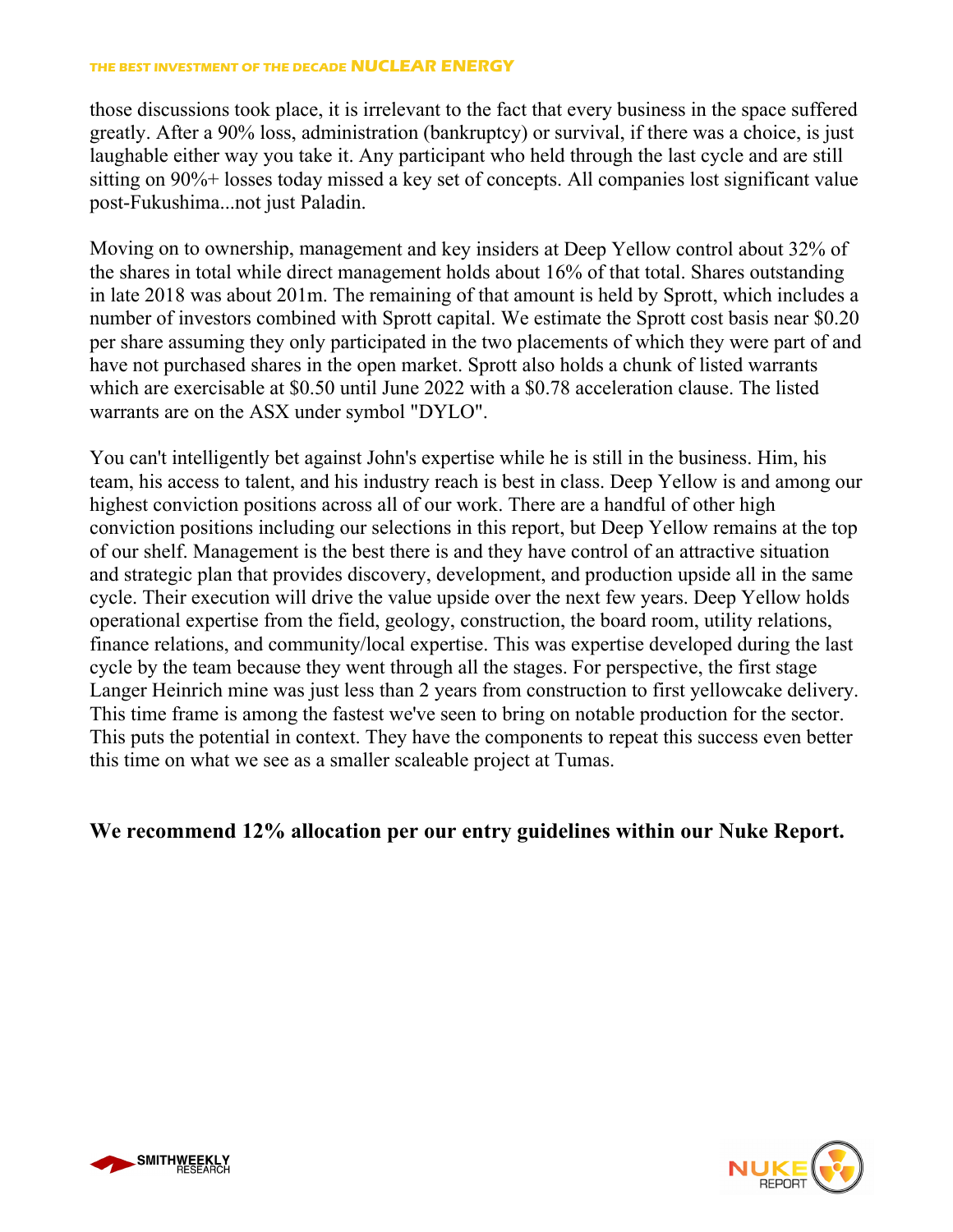those discussions took place, it is irrelevant to the fact that every business in the space suffered greatly. After a 90% loss, administration (bankruptcy) or survival, if there was a choice, is just laughable either way you take it. Any participant who held through the last cycle and are still sitting on 90%+ losses today missed a key set of concepts. All companies lost significant value post-Fukushima...not just Paladin.

Moving on to ownership, management and key insiders at Deep Yellow control about 32% of the shares in total while direct management holds about 16% of that total. Shares outstanding in late 2018 was about 201m. The remaining of that amount is held by Sprott, which includes a number of investors combined with Sprott capital. We estimate the Sprott cost basis near $0.20 per share assuming they only participated in the two placements of which they were part of and have not purchased shares in the open market. Sprott also holds a chunk of listed warrants which are exercisable at $0.50 until June 2022 with a $0.78 acceleration clause. The listed warrants are on the ASX under symbol "DYLO".

You can't intelligently bet against John's expertise while he is still in the business. Him, his team, his access to talent, and his industry reach is best in class. Deep Yellow is and among our highest conviction positions across all of our work. There are a handful of other high conviction positions including our selections in this report, but Deep Yellow remains at the top of our shelf. Management is the best there is and they have control of an attractive situation and strategic plan that provides discovery, development, and production upside all in the same cycle. Their execution will drive the value upside over the next few years. Deep Yellow holds operational expertise from the field, geology, construction, the board room, utility relations, finance relations, and community/local expertise. This was expertise developed during the last cycle by the team because they went through all the stages. For perspective, the first stage Langer Heinrich mine was just less than 2 years from construction to first yellowcake delivery. This time frame is among the fastest we've seen to bring on notable production for the sector. This puts the potential in context. They have the components to repeat this success even better this time on what we see as a smaller scaleable project at Tumas.

**We recommend 12% allocation per our entry guidelines within our Nuke Report.**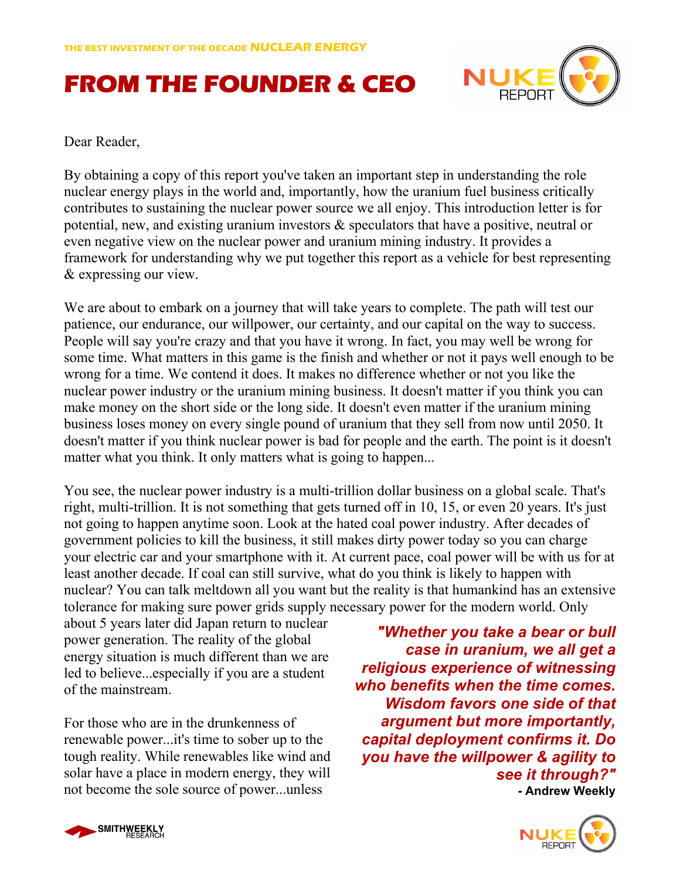THE BEST INVESTMENT OF THE DECADE **NUCLEAR ENERGY**

# FROM THE FOUNDER & CEO

Dear Reader,

By obtaining a copy of this report you've taken an important step in understanding the role nuclear energy plays in the world and, importantly, how the uranium fuel business critically contributes to sustaining the nuclear power source we all enjoy. This introduction letter is for potential, new, and existing uranium investors & speculators that have a positive, neutral or even negative view on the nuclear power and uranium mining industry. It provides a framework for understanding why we put together this report as a vehicle for best representing & expressing our view.

We are about to embark on a journey that will take years to complete. The path will test our patience, our endurance, our willpower, our certainty, and our capital on the way to success. People will say you're crazy and that you have it wrong. In fact, you may well be wrong for some time. What matters in this game is the finish and whether or not it pays well enough to be wrong for a time. We contend it does. It makes no difference whether or not you like the nuclear power industry or the uranium mining business. It doesn't matter if you think you can make money on the short side or the long side. It doesn't even matter if the uranium mining business loses money on every single pound of uranium that they sell from now until 2050. It doesn't matter if you think nuclear power is bad for people and the earth. The point is it doesn't matter what you think. It only matters what is going to happen...

You see, the nuclear power industry is a multi-trillion dollar business on a global scale. That's right, multi-trillion. It is not something that gets turned off in 10, 15, or even 20 years. It's just not going to happen anytime soon. Look at the hated coal power industry. After decades of government policies to kill the business, it still makes dirty power today so you can charge your electric car and your smartphone with it. At current pace, coal power will be with us for at least another decade. If coal can still survive, what do you think is likely to happen with nuclear? You can talk meltdown all you want but the reality is that humankind has an extensive tolerance for making sure power grids supply necessary power for the modern world. Only about 5 years later did Japan return to nuclear power generation. The reality of the global energy situation is much different than we are led to believe...especially if you are a student of the mainstream.

> ***"Whether you take a bear or bull case in uranium, we all get a religious experience of witnessing who benefits when the time comes. Wisdom favors one side of that argument but more importantly, capital deployment confirms it. Do you have the willpower & agility to see it through?"***
>
> **- Andrew Weekly**

For those who are in the drunkenness of renewable power...it's time to sober up to the tough reality. While renewables like wind and solar have a place in modern energy, they will not become the sole source of power...unless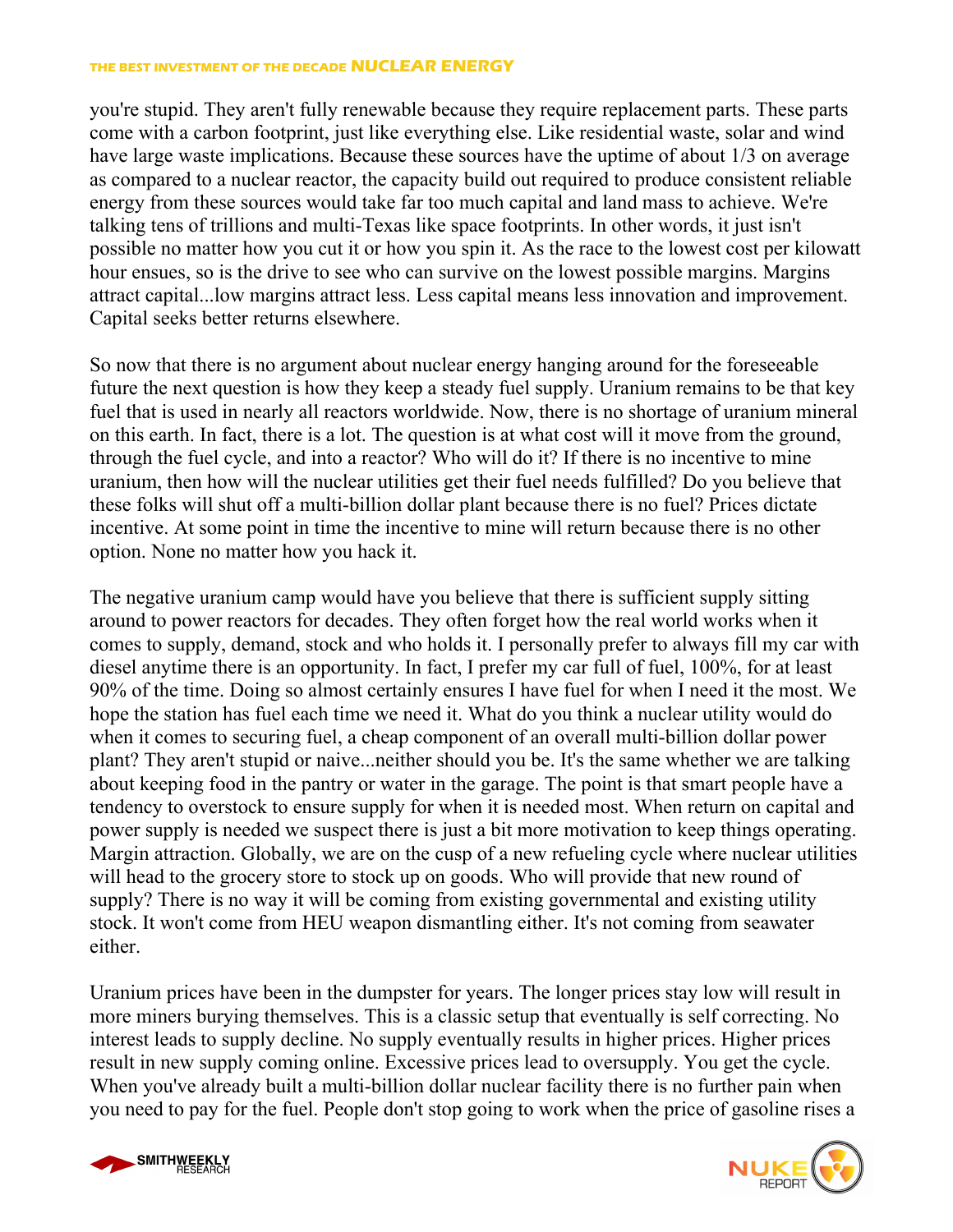you're stupid. They aren't fully renewable because they require replacement parts. These parts come with a carbon footprint, just like everything else. Like residential waste, solar and wind have large waste implications. Because these sources have the uptime of about 1/3 on average as compared to a nuclear reactor, the capacity build out required to produce consistent reliable energy from these sources would take far too much capital and land mass to achieve. We're talking tens of trillions and multi-Texas like space footprints. In other words, it just isn't possible no matter how you cut it or how you spin it. As the race to the lowest cost per kilowatt hour ensues, so is the drive to see who can survive on the lowest possible margins. Margins attract capital...low margins attract less. Less capital means less innovation and improvement. Capital seeks better returns elsewhere.

So now that there is no argument about nuclear energy hanging around for the foreseeable future the next question is how they keep a steady fuel supply. Uranium remains to be that key fuel that is used in nearly all reactors worldwide. Now, there is no shortage of uranium mineral on this earth. In fact, there is a lot. The question is at what cost will it move from the ground, through the fuel cycle, and into a reactor? Who will do it? If there is no incentive to mine uranium, then how will the nuclear utilities get their fuel needs fulfilled? Do you believe that these folks will shut off a multi-billion dollar plant because there is no fuel? Prices dictate incentive. At some point in time the incentive to mine will return because there is no other option. None no matter how you hack it.

The negative uranium camp would have you believe that there is sufficient supply sitting around to power reactors for decades. They often forget how the real world works when it comes to supply, demand, stock and who holds it. I personally prefer to always fill my car with diesel anytime there is an opportunity. In fact, I prefer my car full of fuel, 100%, for at least 90% of the time. Doing so almost certainly ensures I have fuel for when I need it the most. We hope the station has fuel each time we need it. What do you think a nuclear utility would do when it comes to securing fuel, a cheap component of an overall multi-billion dollar power plant? They aren't stupid or naive...neither should you be. It's the same whether we are talking about keeping food in the pantry or water in the garage. The point is that smart people have a tendency to overstock to ensure supply for when it is needed most. When return on capital and power supply is needed we suspect there is just a bit more motivation to keep things operating. Margin attraction. Globally, we are on the cusp of a new refueling cycle where nuclear utilities will head to the grocery store to stock up on goods. Who will provide that new round of supply? There is no way it will be coming from existing governmental and existing utility stock. It won't come from HEU weapon dismantling either. It's not coming from seawater either.

Uranium prices have been in the dumpster for years. The longer prices stay low will result in more miners burying themselves. This is a classic setup that eventually is self correcting. No interest leads to supply decline. No supply eventually results in higher prices. Higher prices result in new supply coming online. Excessive prices lead to oversupply. You get the cycle. When you've already built a multi-billion dollar nuclear facility there is no further pain when you need to pay for the fuel. People don't stop going to work when the price of gasoline rises a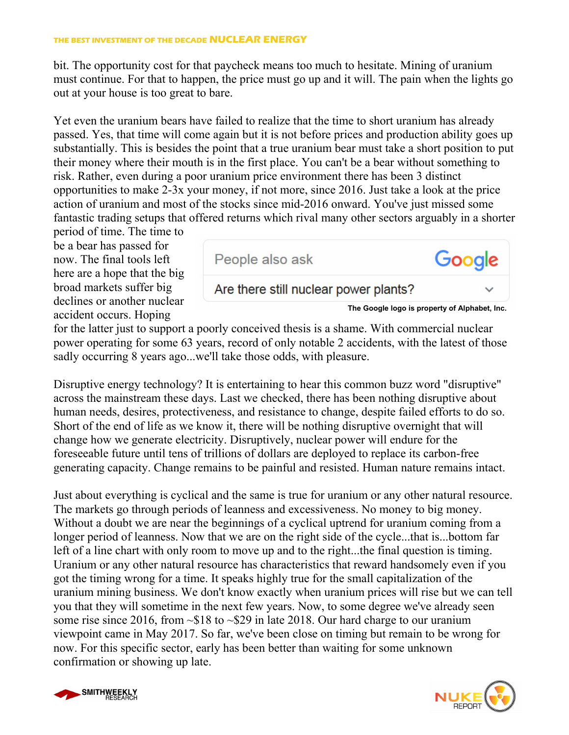bit. The opportunity cost for that paycheck means too much to hesitate. Mining of uranium must continue. For that to happen, the price must go up and it will. The pain when the lights go out at your house is too great to bare.

Yet even the uranium bears have failed to realize that the time to short uranium has already passed. Yes, that time will come again but it is not before prices and production ability goes up substantially. This is besides the point that a true uranium bear must take a short position to put their money where their mouth is in the first place. You can't be a bear without something to risk. Rather, even during a poor uranium price environment there has been 3 distinct opportunities to make 2-3x your money, if not more, since 2016. Just take a look at the price action of uranium and most of the stocks since mid-2016 onward. You've just missed some fantastic trading setups that offered returns which rival many other sectors arguably in a shorter period of time. The time to be a bear has passed for now. The final tools left here are a hope that the big broad markets suffer big declines or another nuclear accident occurs. Hoping for the latter just to support a poorly conceived thesis is a shame. With commercial nuclear power operating for some 63 years, record of only notable 2 accidents, with the latest of those sadly occurring 8 years ago...we'll take those odds, with pleasure.

People also ask — Google

Are there still nuclear power plants?

The Google logo is property of Alphabet, Inc.

Disruptive energy technology? It is entertaining to hear this common buzz word "disruptive" across the mainstream these days. Last we checked, there has been nothing disruptive about human needs, desires, protectiveness, and resistance to change, despite failed efforts to do so. Short of the end of life as we know it, there will be nothing disruptive overnight that will change how we generate electricity. Disruptively, nuclear power will endure for the foreseeable future until tens of trillions of dollars are deployed to replace its carbon-free generating capacity. Change remains to be painful and resisted. Human nature remains intact.

Just about everything is cyclical and the same is true for uranium or any other natural resource. The markets go through periods of leanness and excessiveness. No money to big money. Without a doubt we are near the beginnings of a cyclical uptrend for uranium coming from a longer period of leanness. Now that we are on the right side of the cycle...that is...bottom far left of a line chart with only room to move up and to the right...the final question is timing. Uranium or any other natural resource has characteristics that reward handsomely even if you got the timing wrong for a time. It speaks highly true for the small capitalization of the uranium mining business. We don't know exactly when uranium prices will rise but we can tell you that they will sometime in the next few years. Now, to some degree we've already seen some rise since 2016, from ~$18 to ~$29 in late 2018. Our hard charge to our uranium viewpoint came in May 2017. So far, we've been close on timing but remain to be wrong for now. For this specific sector, early has been better than waiting for some unknown confirmation or showing up late.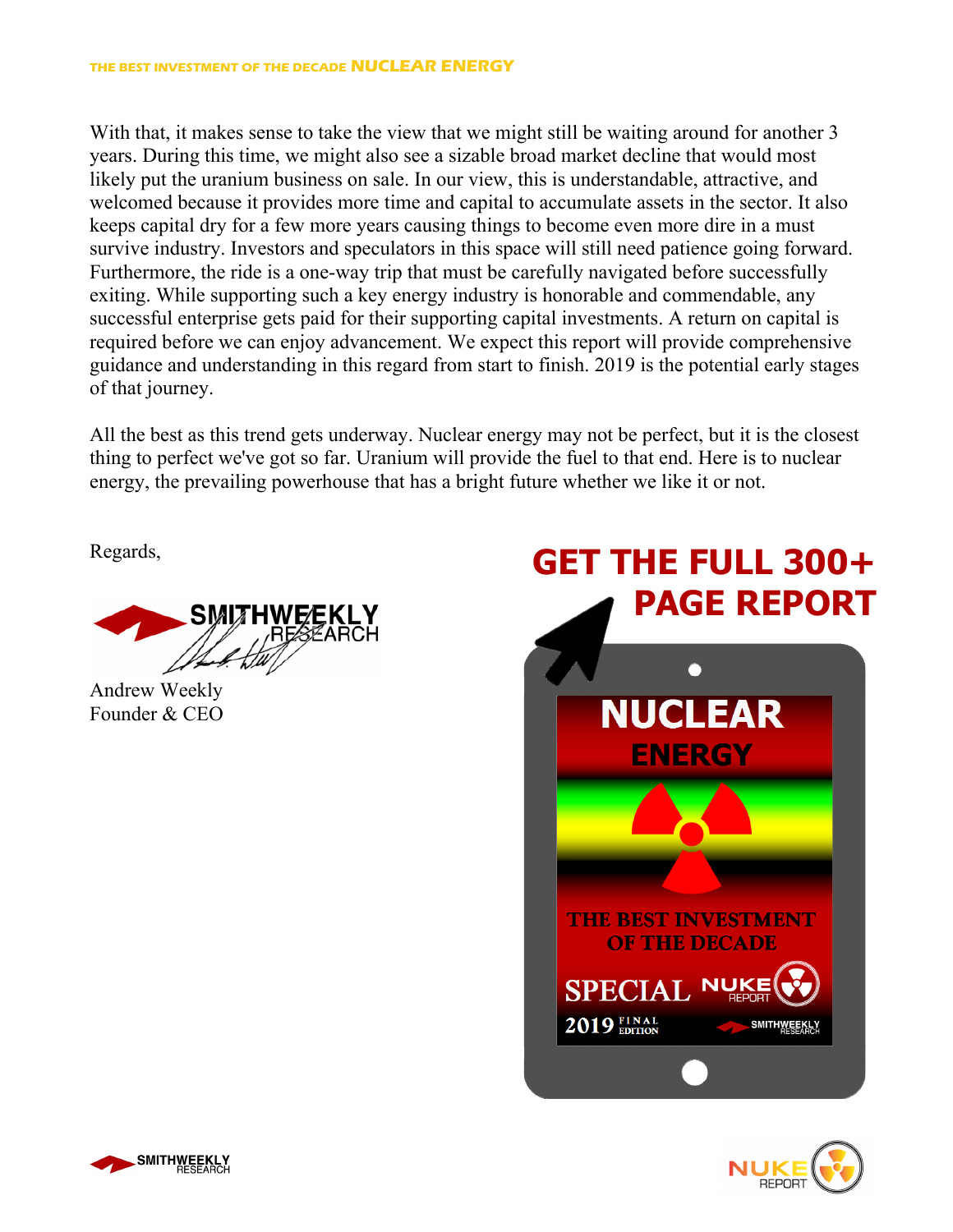With that, it makes sense to take the view that we might still be waiting around for another 3 years. During this time, we might also see a sizable broad market decline that would most likely put the uranium business on sale. In our view, this is understandable, attractive, and welcomed because it provides more time and capital to accumulate assets in the sector. It also keeps capital dry for a few more years causing things to become even more dire in a must survive industry. Investors and speculators in this space will still need patience going forward. Furthermore, the ride is a one-way trip that must be carefully navigated before successfully exiting. While supporting such a key energy industry is honorable and commendable, any successful enterprise gets paid for their supporting capital investments. A return on capital is required before we can enjoy advancement. We expect this report will provide comprehensive guidance and understanding in this regard from start to finish. 2019 is the potential early stages of that journey.

All the best as this trend gets underway. Nuclear energy may not be perfect, but it is the closest thing to perfect we've got so far. Uranium will provide the fuel to that end. Here is to nuclear energy, the prevailing powerhouse that has a bright future whether we like it or not.

Regards,

Andrew Weekly
Founder & CEO

**GET THE FULL 300+ PAGE REPORT**